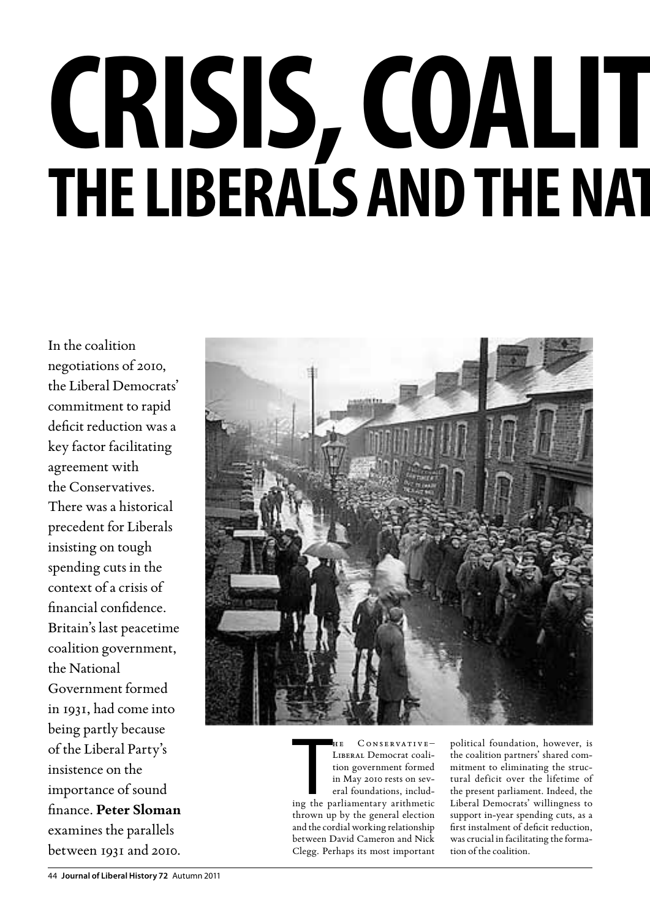# CRISIS, COALIT

## THE LIBERALS AND THE NAT

In the coalition negotiations of 2010, the Liberal Democrats' commitment to rapid deficit reduction was a key factor facilitating agreement with the Conservatives. There was a historical precedent for Liberals insisting on tough spending cuts in the context of a crisis of financial confidence. Britain's last peacetime coalition government, the National Government formed in 1931, had come into being partly because of the Liberal Party's insistence on the importance of sound finance. **Peter Sloman** examines the parallels between 1931 and 2010.

The Conservative–Liberal Democrat coalition government formed in May 2010 rests on several foundations, including the parliamentary arithmetic thrown up by the general election and the cordial working relationship between David Cameron and Nick Clegg. Perhaps its most important political foundation, however, is the coalition partners' shared commitment to eliminating the structural deficit over the lifetime of the present parliament. Indeed, the Liberal Democrats' willingness to support in-year spending cuts, as a first instalment of deficit reduction, was crucial in facilitating the formation of the coalition.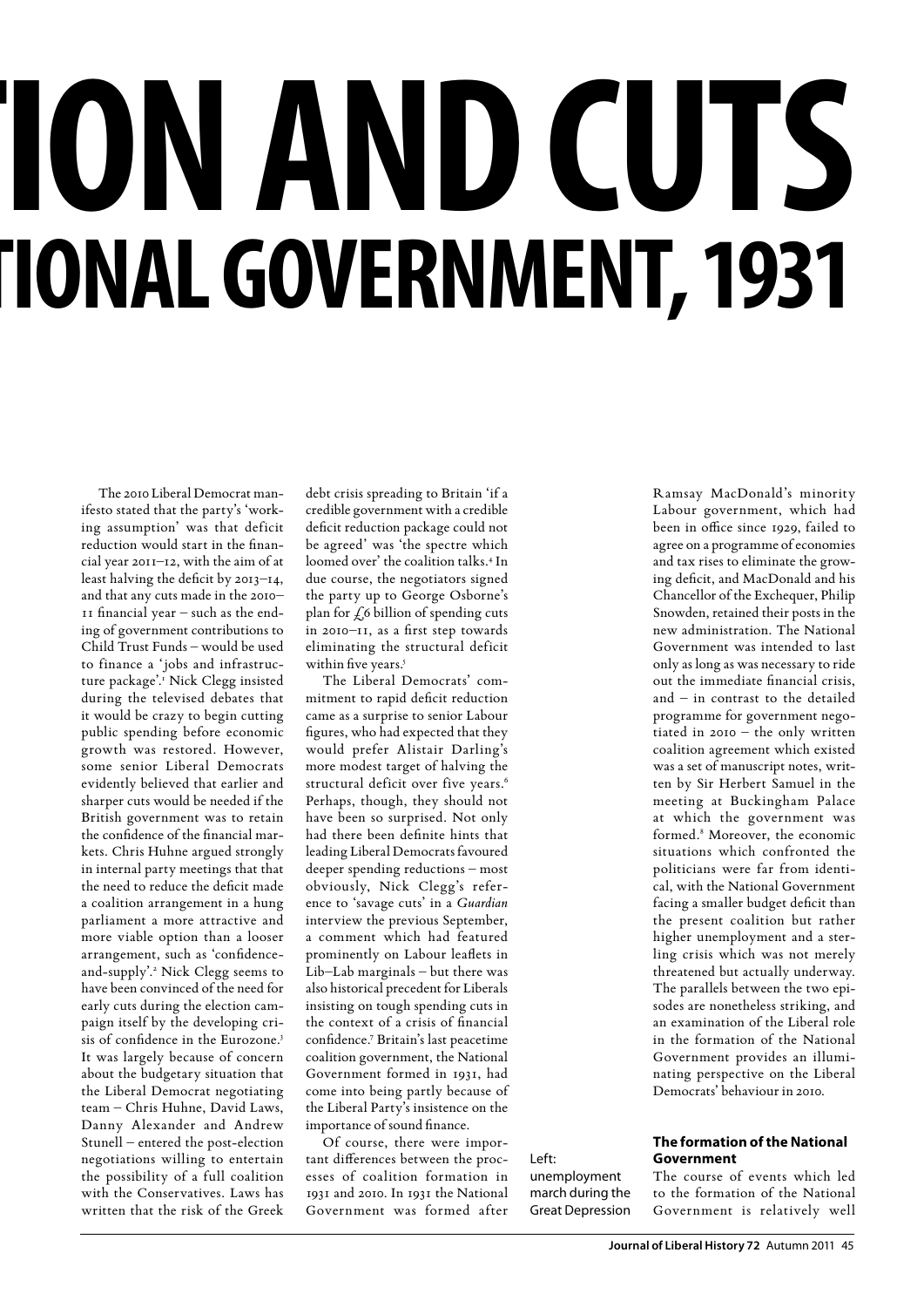# TION AND CUTS

# TIONAL GOVERNMENT, 1931

The 2010 Liberal Democrat manifesto stated that the party's 'working assumption' was that deficit reduction would start in the financial year 2011–12, with the aim of at least halving the deficit by 2013–14, and that any cuts made in the 2010–11 financial year – such as the ending of government contributions to Child Trust Funds – would be used to finance a 'jobs and infrastructure package'.[1] Nick Clegg insisted during the televised debates that it would be crazy to begin cutting public spending before economic growth was restored. However, some senior Liberal Democrats evidently believed that earlier and sharper cuts would be needed if the British government was to retain the confidence of the financial markets. Chris Huhne argued strongly in internal party meetings that that the need to reduce the deficit made a coalition arrangement in a hung parliament a more attractive and more viable option than a looser arrangement, such as 'confidence-and-supply'.[2] Nick Clegg seems to have been convinced of the need for early cuts during the election campaign itself by the developing crisis of confidence in the Eurozone.[3] It was largely because of concern about the budgetary situation that the Liberal Democrat negotiating team – Chris Huhne, David Laws, Danny Alexander and Andrew Stunell – entered the post-election negotiations willing to entertain the possibility of a full coalition with the Conservatives. Laws has written that the risk of the Greek debt crisis spreading to Britain 'if a credible government with a credible deficit reduction package could not be agreed' was 'the spectre which loomed over' the coalition talks.[4] In due course, the negotiators signed the party up to George Osborne's plan for £6 billion of spending cuts in 2010–11, as a first step towards eliminating the structural deficit within five years.[5]

The Liberal Democrats' commitment to rapid deficit reduction came as a surprise to senior Labour figures, who had expected that they would prefer Alistair Darling's more modest target of halving the structural deficit over five years.[6] Perhaps, though, they should not have been so surprised. Not only had there been definite hints that leading Liberal Democrats favoured deeper spending reductions – most obviously, Nick Clegg's reference to 'savage cuts' in a *Guardian* interview the previous September, a comment which had featured prominently on Labour leaflets in Lib–Lab marginals – but there was also historical precedent for Liberals insisting on tough spending cuts in the context of a crisis of financial confidence.[7] Britain's last peacetime coalition government, the National Government formed in 1931, had come into being partly because of the Liberal Party's insistence on the importance of sound finance.

Of course, there were important differences between the processes of coalition formation in 1931 and 2010. In 1931 the National Government was formed after Ramsay MacDonald's minority Labour government, which had been in office since 1929, failed to agree on a programme of economies and tax rises to eliminate the growing deficit, and MacDonald and his Chancellor of the Exchequer, Philip Snowden, retained their posts in the new administration. The National Government was intended to last only as long as was necessary to ride out the immediate financial crisis, and – in contrast to the detailed programme for government negotiated in 2010 – the only written coalition agreement which existed was a set of manuscript notes, written by Sir Herbert Samuel in the meeting at Buckingham Palace at which the government was formed.[8] Moreover, the economic situations which confronted the politicians were far from identical, with the National Government facing a smaller budget deficit than the present coalition but rather higher unemployment and a sterling crisis which was not merely threatened but actually underway. The parallels between the two episodes are nonetheless striking, and an examination of the Liberal role in the formation of the National Government provides an illuminating perspective on the Liberal Democrats' behaviour in 2010.

Left: unemployment march during the Great Depression

## The formation of the National Government

The course of events which led to the formation of the National Government is relatively well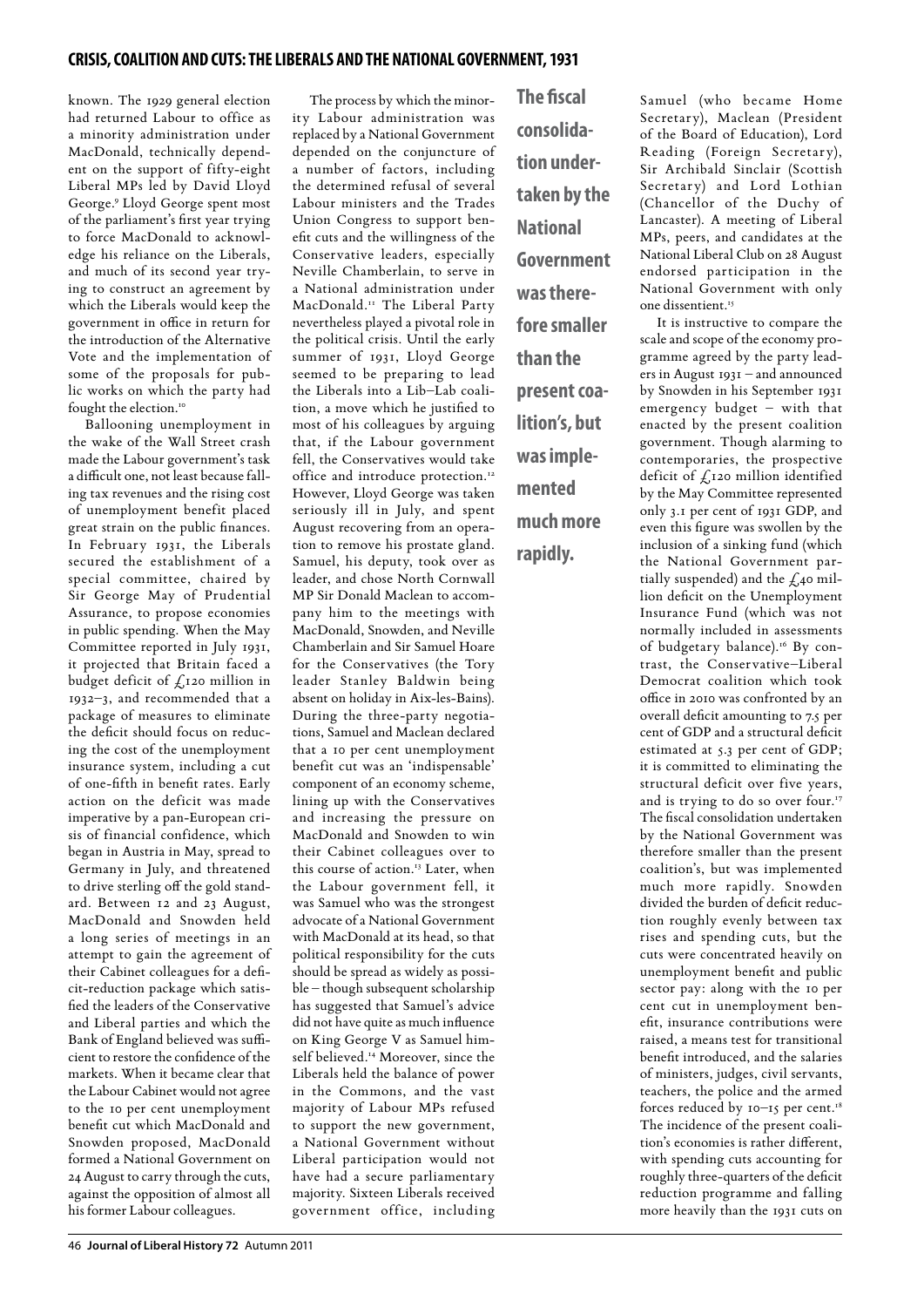known. The 1929 general election had returned Labour to office as a minority administration under MacDonald, technically dependent on the support of fifty-eight Liberal MPs led by David Lloyd George.[9] Lloyd George spent most of the parliament's first year trying to force MacDonald to acknowledge his reliance on the Liberals, and much of its second year trying to construct an agreement by which the Liberals would keep the government in office in return for the introduction of the Alternative Vote and the implementation of some of the proposals for public works on which the party had fought the election.[10]

Ballooning unemployment in the wake of the Wall Street crash made the Labour government's task a difficult one, not least because falling tax revenues and the rising cost of unemployment benefit placed great strain on the public finances. In February 1931, the Liberals secured the establishment of a special committee, chaired by Sir George May of Prudential Assurance, to propose economies in public spending. When the May Committee reported in July 1931, it projected that Britain faced a budget deficit of £120 million in 1932–3, and recommended that a package of measures to eliminate the deficit should focus on reducing the cost of the unemployment insurance system, including a cut of one-fifth in benefit rates. Early action on the deficit was made imperative by a pan-European crisis of financial confidence, which began in Austria in May, spread to Germany in July, and threatened to drive sterling off the gold standard. Between 12 and 23 August, MacDonald and Snowden held a long series of meetings in an attempt to gain the agreement of their Cabinet colleagues for a deficit-reduction package which satisfied the leaders of the Conservative and Liberal parties and which the Bank of England believed was sufficient to restore the confidence of the markets. When it became clear that the Labour Cabinet would not agree to the 10 per cent unemployment benefit cut which MacDonald and Snowden proposed, MacDonald formed a National Government on 24 August to carry through the cuts, against the opposition of almost all his former Labour colleagues.

The process by which the minority Labour administration was replaced by a National Government depended on the conjuncture of a number of factors, including the determined refusal of several Labour ministers and the Trades Union Congress to support benefit cuts and the willingness of the Conservative leaders, especially Neville Chamberlain, to serve in a National administration under MacDonald.[11] The Liberal Party nevertheless played a pivotal role in the political crisis. Until the early summer of 1931, Lloyd George seemed to be preparing to lead the Liberals into a Lib–Lab coalition, a move which he justified to most of his colleagues by arguing that, if the Labour government fell, the Conservatives would take office and introduce protection.[12] However, Lloyd George was taken seriously ill in July, and spent August recovering from an operation to remove his prostate gland. Samuel, his deputy, took over as leader, and chose North Cornwall MP Sir Donald Maclean to accompany him to the meetings with MacDonald, Snowden, and Neville Chamberlain and Sir Samuel Hoare for the Conservatives (the Tory leader Stanley Baldwin being absent on holiday in Aix-les-Bains). During the three-party negotiations, Samuel and Maclean declared that a 10 per cent unemployment benefit cut was an 'indispensable' component of an economy scheme, lining up with the Conservatives and increasing the pressure on MacDonald and Snowden to win their Cabinet colleagues over to this course of action.[13] Later, when the Labour government fell, it was Samuel who was the strongest advocate of a National Government with MacDonald at its head, so that political responsibility for the cuts should be spread as widely as possible – though subsequent scholarship has suggested that Samuel's advice did not have quite as much influence on King George V as Samuel himself believed.[14] Moreover, since the Liberals held the balance of power in the Commons, and the vast majority of Labour MPs refused to support the new government, a National Government without Liberal participation would not have had a secure parliamentary majority. Sixteen Liberals received government office, including Samuel (who became Home Secretary), Maclean (President of the Board of Education), Lord Reading (Foreign Secretary), Sir Archibald Sinclair (Scottish Secretary) and Lord Lothian (Chancellor of the Duchy of Lancaster). A meeting of Liberal MPs, peers, and candidates at the National Liberal Club on 28 August endorsed participation in the National Government with only one dissentient.[15]

**The fiscal consolidation undertaken by the National Government was therefore smaller than the present coalition's, but was implemented much more rapidly.**

It is instructive to compare the scale and scope of the economy programme agreed by the party leaders in August 1931 – and announced by Snowden in his September 1931 emergency budget – with that enacted by the present coalition government. Though alarming to contemporaries, the prospective deficit of £120 million identified by the May Committee represented only 3.1 per cent of 1931 GDP, and even this figure was swollen by the inclusion of a sinking fund (which the National Government partially suspended) and the £40 million deficit on the Unemployment Insurance Fund (which was not normally included in assessments of budgetary balance).[16] By contrast, the Conservative–Liberal Democrat coalition which took office in 2010 was confronted by an overall deficit amounting to 7.5 per cent of GDP and a structural deficit estimated at 5.3 per cent of GDP; it is committed to eliminating the structural deficit over five years, and is trying to do so over four.[17] The fiscal consolidation undertaken by the National Government was therefore smaller than the present coalition's, but was implemented much more rapidly. Snowden divided the burden of deficit reduction roughly evenly between tax rises and spending cuts, but the cuts were concentrated heavily on unemployment benefit and public sector pay: along with the 10 per cent cut in unemployment benefit, insurance contributions were raised, a means test for transitional benefit introduced, and the salaries of ministers, judges, civil servants, teachers, the police and the armed forces reduced by 10–15 per cent.[18] The incidence of the present coalition's economies is rather different, with spending cuts accounting for roughly three-quarters of the deficit reduction programme and falling more heavily than the 1931 cuts on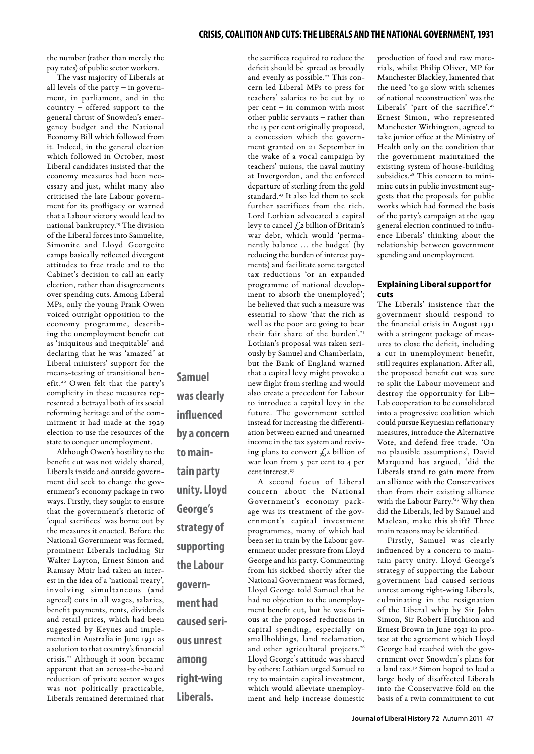the number (rather than merely the pay rates) of public sector workers.

The vast majority of Liberals at all levels of the party – in government, in parliament, and in the country – offered support to the general thrust of Snowden's emergency budget and the National Economy Bill which followed from it. Indeed, in the general election which followed in October, most Liberal candidates insisted that the economy measures had been necessary and just, whilst many also criticised the late Labour government for its profligacy or warned that a Labour victory would lead to national bankruptcy.[19] The division of the Liberal forces into Samuelite, Simonite and Lloyd Georgeite camps basically reflected divergent attitudes to free trade and to the Cabinet's decision to call an early election, rather than disagreements over spending cuts. Among Liberal MPs, only the young Frank Owen voiced outright opposition to the economy programme, describing the unemployment benefit cut as 'iniquitous and inequitable' and declaring that he was 'amazed' at Liberal ministers' support for the means-testing of transitional benefit.[20] Owen felt that the party's complicity in these measures represented a betrayal both of its social reforming heritage and of the commitment it had made at the 1929 election to use the resources of the state to conquer unemployment.

Although Owen's hostility to the benefit cut was not widely shared, Liberals inside and outside government did seek to change the government's economy package in two ways. Firstly, they sought to ensure that the government's rhetoric of 'equal sacrifices' was borne out by the measures it enacted. Before the National Government was formed, prominent Liberals including Sir Walter Layton, Ernest Simon and Ramsay Muir had taken an interest in the idea of a 'national treaty', involving simultaneous (and agreed) cuts in all wages, salaries, benefit payments, rents, dividends and retail prices, which had been suggested by Keynes and implemented in Australia in June 1931 as a solution to that country's financial crisis.[21] Although it soon became apparent that an across-the-board reduction of private sector wages was not politically practicable, Liberals remained determined that the sacrifices required to reduce the deficit should be spread as broadly and evenly as possible.[22] This concern led Liberal MPs to press for teachers' salaries to be cut by 10 per cent – in common with most other public servants – rather than the 15 per cent originally proposed, a concession which the government granted on 21 September in the wake of a vocal campaign by teachers' unions, the naval mutiny at Invergordon, and the enforced departure of sterling from the gold standard.[23] It also led them to seek further sacrifices from the rich. Lord Lothian advocated a capital levy to cancel £2 billion of Britain's war debt, which would 'permanently balance … the budget' (by reducing the burden of interest payments) and facilitate some targeted tax reductions 'or an expanded programme of national development to absorb the unemployed'; he believed that such a measure was essential to show 'that the rich as well as the poor are going to bear their fair share of the burden'.[24] Lothian's proposal was taken seriously by Samuel and Chamberlain, but the Bank of England warned that a capital levy might provoke a new flight from sterling and would also create a precedent for Labour to introduce a capital levy in the future. The government settled instead for increasing the differentiation between earned and unearned income in the tax system and reviving plans to convert £2 billion of war loan from 5 per cent to 4 per cent interest.[25]

A second focus of Liberal concern about the National Government's economy package was its treatment of the government's capital investment programmes, many of which had been set in train by the Labour government under pressure from Lloyd George and his party. Commenting from his sickbed shortly after the National Government was formed, Lloyd George told Samuel that he had no objection to the unemployment benefit cut, but he was furious at the proposed reductions in capital spending, especially on smallholdings, land reclamation, and other agricultural projects.[26] Lloyd George's attitude was shared by others: Lothian urged Samuel to try to maintain capital investment, which would alleviate unemployment and help increase domestic production of food and raw materials, whilst Philip Oliver, MP for Manchester Blackley, lamented that the need 'to go slow with schemes of national reconstruction' was the Liberals' 'part of the sacrifice'.[27] Ernest Simon, who represented Manchester Withington, agreed to take junior office at the Ministry of Health only on the condition that the government maintained the existing system of house-building subsidies.[28] This concern to minimise cuts in public investment suggests that the proposals for public works which had formed the basis of the party's campaign at the 1929 general election continued to influence Liberals' thinking about the relationship between government spending and unemployment.

### Explaining Liberal support for cuts

The Liberals' insistence that the government should respond to the financial crisis in August 1931 with a stringent package of measures to close the deficit, including a cut in unemployment benefit, still requires explanation. After all, the proposed benefit cut was sure to split the Labour movement and destroy the opportunity for Lib–Lab cooperation to be consolidated into a progressive coalition which could pursue Keynesian reflationary measures, introduce the Alternative Vote, and defend free trade. 'On no plausible assumptions', David Marquand has argued, 'did the Liberals stand to gain more from an alliance with the Conservatives than from their existing alliance with the Labour Party.'[29] Why then did the Liberals, led by Samuel and Maclean, make this shift? Three main reasons may be identified.

Firstly, Samuel was clearly influenced by a concern to maintain party unity. Lloyd George's strategy of supporting the Labour government had caused serious unrest among right-wing Liberals, culminating in the resignation of the Liberal whip by Sir John Simon, Sir Robert Hutchison and Ernest Brown in June 1931 in protest at the agreement which Lloyd George had reached with the government over Snowden's plans for a land tax.[30] Simon hoped to lead a large body of disaffected Liberals into the Conservative fold on the basis of a twin commitment to cut

**Samuel was clearly influenced by a concern to maintain party unity. Lloyd George's strategy of supporting the Labour government had caused serious unrest among right-wing Liberals.**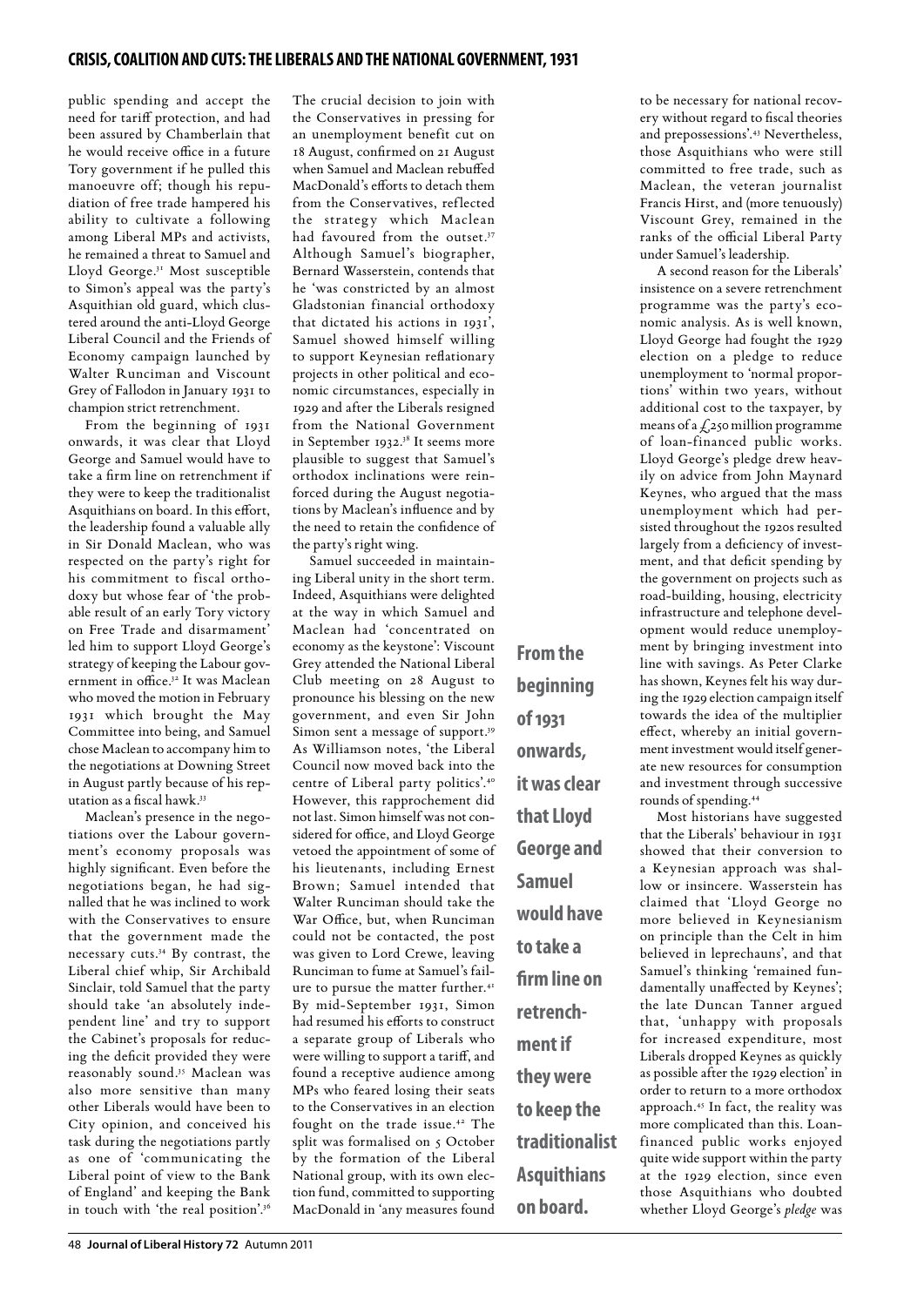public spending and accept the need for tariff protection, and had been assured by Chamberlain that he would receive office in a future Tory government if he pulled this manoeuvre off; though his repudiation of free trade hampered his ability to cultivate a following among Liberal MPs and activists, he remained a threat to Samuel and Lloyd George.[31] Most susceptible to Simon's appeal was the party's Asquithian old guard, which clustered around the anti-Lloyd George Liberal Council and the Friends of Economy campaign launched by Walter Runciman and Viscount Grey of Fallodon in January 1931 to champion strict retrenchment.

From the beginning of 1931 onwards, it was clear that Lloyd George and Samuel would have to take a firm line on retrenchment if they were to keep the traditionalist Asquithians on board. In this effort, the leadership found a valuable ally in Sir Donald Maclean, who was respected on the party's right for his commitment to fiscal orthodoxy but whose fear of 'the probable result of an early Tory victory on Free Trade and disarmament' led him to support Lloyd George's strategy of keeping the Labour government in office.[32] It was Maclean who moved the motion in February 1931 which brought the May Committee into being, and Samuel chose Maclean to accompany him to the negotiations at Downing Street in August partly because of his reputation as a fiscal hawk.[33]

Maclean's presence in the negotiations over the Labour government's economy proposals was highly significant. Even before the negotiations began, he had signalled that he was inclined to work with the Conservatives to ensure that the government made the necessary cuts.[34] By contrast, the Liberal chief whip, Sir Archibald Sinclair, told Samuel that the party should take 'an absolutely independent line' and try to support the Cabinet's proposals for reducing the deficit provided they were reasonably sound.[35] Maclean was also more sensitive than many other Liberals would have been to City opinion, and conceived his task during the negotiations partly as one of 'communicating the Liberal point of view to the Bank of England' and keeping the Bank in touch with 'the real position'.[36]

The crucial decision to join with the Conservatives in pressing for an unemployment benefit cut on 18 August, confirmed on 21 August when Samuel and Maclean rebuffed MacDonald's efforts to detach them from the Conservatives, reflected the strategy which Maclean had favoured from the outset.[37] Although Samuel's biographer, Bernard Wasserstein, contends that he 'was constricted by an almost Gladstonian financial orthodoxy that dictated his actions in 1931', Samuel showed himself willing to support Keynesian reflationary projects in other political and economic circumstances, especially in 1929 and after the Liberals resigned from the National Government in September 1932.[38] It seems more plausible to suggest that Samuel's orthodox inclinations were reinforced during the August negotiations by Maclean's influence and by the need to retain the confidence of the party's right wing.

Samuel succeeded in maintaining Liberal unity in the short term. Indeed, Asquithians were delighted at the way in which Samuel and Maclean had 'concentrated on economy as the keystone': Viscount Grey attended the National Liberal Club meeting on 28 August to pronounce his blessing on the new government, and even Sir John Simon sent a message of support.[39] As Williamson notes, 'the Liberal Council now moved back into the centre of Liberal party politics'.[40] However, this rapprochement did not last. Simon himself was not considered for office, and Lloyd George vetoed the appointment of some of his lieutenants, including Ernest Brown; Samuel intended that Walter Runciman should take the War Office, but, when Runciman could not be contacted, the post was given to Lord Crewe, leaving Runciman to fume at Samuel's failure to pursue the matter further.[41] By mid-September 1931, Simon had resumed his efforts to construct a separate group of Liberals who were willing to support a tariff, and found a receptive audience among MPs who feared losing their seats to the Conservatives in an election fought on the trade issue.[42] The split was formalised on 5 October by the formation of the Liberal National group, with its own election fund, committed to supporting MacDonald in 'any measures found to be necessary for national recovery without regard to fiscal theories and prepossessions'.[43] Nevertheless, those Asquithians who were still committed to free trade, such as Maclean, the veteran journalist Francis Hirst, and (more tenuously) Viscount Grey, remained in the ranks of the official Liberal Party under Samuel's leadership.

**From the beginning of 1931 onwards, it was clear that Lloyd George and Samuel would have to take a firm line on retrenchment if they were to keep the traditionalist Asquithians on board.**

A second reason for the Liberals' insistence on a severe retrenchment programme was the party's economic analysis. As is well known, Lloyd George had fought the 1929 election on a pledge to reduce unemployment to 'normal proportions' within two years, without additional cost to the taxpayer, by means of a £250 million programme of loan-financed public works. Lloyd George's pledge drew heavily on advice from John Maynard Keynes, who argued that the mass unemployment which had persisted throughout the 1920s resulted largely from a deficiency of investment, and that deficit spending by the government on projects such as road-building, housing, electricity infrastructure and telephone development would reduce unemployment by bringing investment into line with savings. As Peter Clarke has shown, Keynes felt his way during the 1929 election campaign itself towards the idea of the multiplier effect, whereby an initial government investment would itself generate new resources for consumption and investment through successive rounds of spending.[44]

Most historians have suggested that the Liberals' behaviour in 1931 showed that their conversion to a Keynesian approach was shallow or insincere. Wasserstein has claimed that 'Lloyd George no more believed in Keynesianism on principle than the Celt in him believed in leprechauns', and that Samuel's thinking 'remained fundamentally unaffected by Keynes'; the late Duncan Tanner argued that, 'unhappy with proposals for increased expenditure, most Liberals dropped Keynes as quickly as possible after the 1929 election' in order to return to a more orthodox approach.[45] In fact, the reality was more complicated than this. Loan-financed public works enjoyed quite wide support within the party at the 1929 election, since even those Asquithians who doubted whether Lloyd George's *pledge* was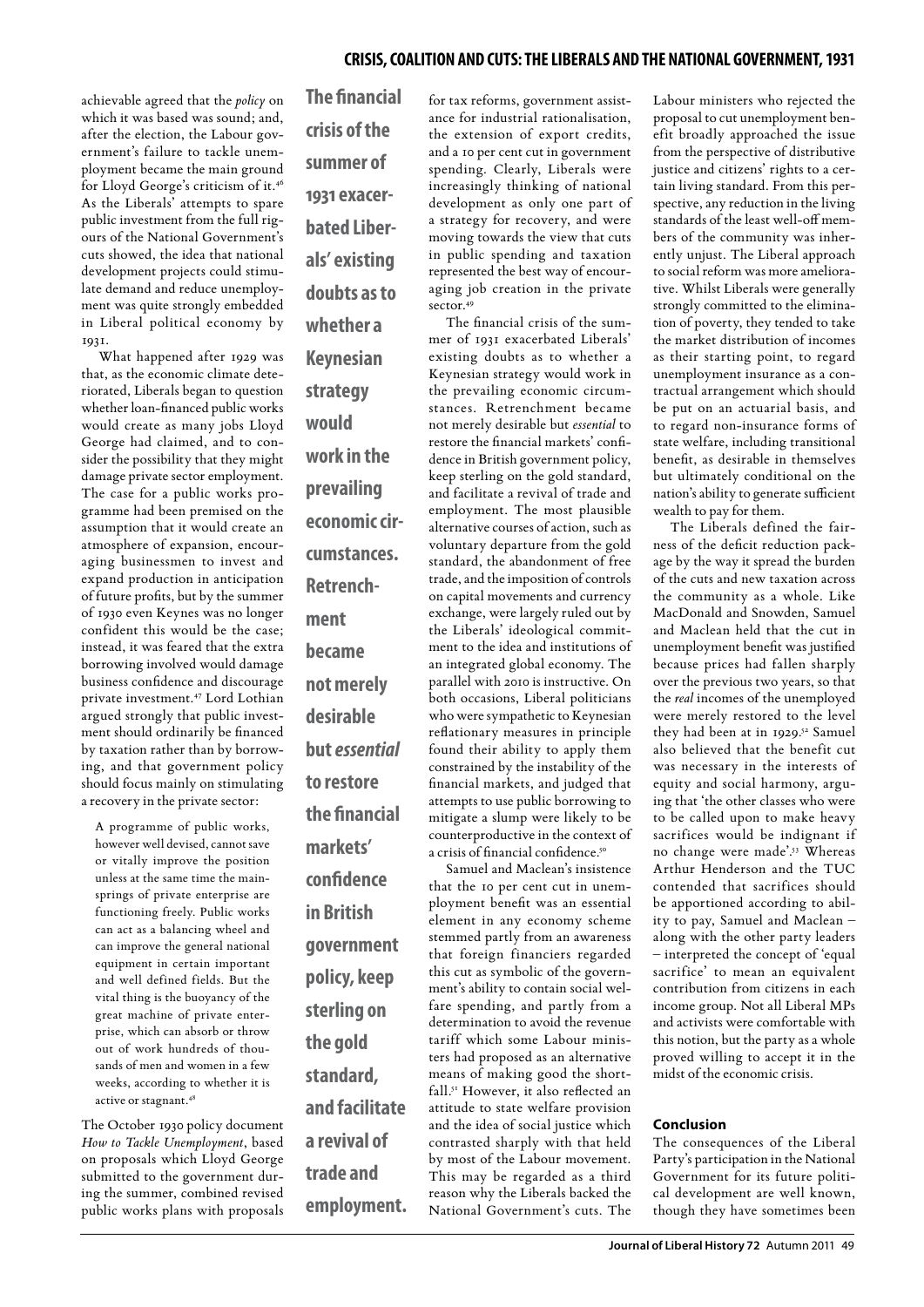achievable agreed that the *policy* on which it was based was sound; and, after the election, the Labour government's failure to tackle unemployment became the main ground for Lloyd George's criticism of it.[46] As the Liberals' attempts to spare public investment from the full rigours of the National Government's cuts showed, the idea that national development projects could stimulate demand and reduce unemployment was quite strongly embedded in Liberal political economy by 1931.

What happened after 1929 was that, as the economic climate deteriorated, Liberals began to question whether loan-financed public works would create as many jobs Lloyd George had claimed, and to consider the possibility that they might damage private sector employment. The case for a public works programme had been premised on the assumption that it would create an atmosphere of expansion, encouraging businessmen to invest and expand production in anticipation of future profits, but by the summer of 1930 even Keynes was no longer confident this would be the case; instead, it was feared that the extra borrowing involved would damage business confidence and discourage private investment.[47] Lord Lothian argued strongly that public investment should ordinarily be financed by taxation rather than by borrowing, and that government policy should focus mainly on stimulating a recovery in the private sector:

> A programme of public works, however well devised, cannot save or vitally improve the position unless at the same time the mainsprings of private enterprise are functioning freely. Public works can act as a balancing wheel and can improve the general national equipment in certain important and well defined fields. But the vital thing is the buoyancy of the great machine of private enterprise, which can absorb or throw out of work hundreds of thousands of men and women in a few weeks, according to whether it is active or stagnant.[48]

The October 1930 policy document *How to Tackle Unemployment*, based on proposals which Lloyd George submitted to the government during the summer, combined revised public works plans with proposals for tax reforms, government assistance for industrial rationalisation, the extension of export credits, and a 10 per cent cut in government spending. Clearly, Liberals were increasingly thinking of national development as only one part of a strategy for recovery, and were moving towards the view that cuts in public spending and taxation represented the best way of encouraging job creation in the private sector.[49]

**The financial crisis of the summer of 1931 exacerbated Liberals' existing doubts as to whether a Keynesian strategy would work in the prevailing economic circumstances. Retrenchment became not merely desirable but *essential* to restore the financial markets' confidence in British government policy, keep sterling on the gold standard, and facilitate a revival of trade and employment.**

The financial crisis of the summer of 1931 exacerbated Liberals' existing doubts as to whether a Keynesian strategy would work in the prevailing economic circumstances. Retrenchment became not merely desirable but *essential* to restore the financial markets' confidence in British government policy, keep sterling on the gold standard, and facilitate a revival of trade and employment. The most plausible alternative courses of action, such as voluntary departure from the gold standard, the abandonment of free trade, and the imposition of controls on capital movements and currency exchange, were largely ruled out by the Liberals' ideological commitment to the idea and institutions of an integrated global economy. The parallel with 2010 is instructive. On both occasions, Liberal politicians who were sympathetic to Keynesian reflationary measures in principle found their ability to apply them constrained by the instability of the financial markets, and judged that attempts to use public borrowing to mitigate a slump were likely to be counterproductive in the context of a crisis of financial confidence.[50]

Samuel and Maclean's insistence that the 10 per cent cut in unemployment benefit was an essential element in any economy scheme stemmed partly from an awareness that foreign financiers regarded this cut as symbolic of the government's ability to contain social welfare spending, and partly from a determination to avoid the revenue tariff which some Labour ministers had proposed as an alternative means of making good the shortfall.[51] However, it also reflected an attitude to state welfare provision and the idea of social justice which contrasted sharply with that held by most of the Labour movement. This may be regarded as a third reason why the Liberals backed the National Government's cuts. The Labour ministers who rejected the proposal to cut unemployment benefit broadly approached the issue from the perspective of distributive justice and citizens' rights to a certain living standard. From this perspective, any reduction in the living standards of the least well-off members of the community was inherently unjust. The Liberal approach to social reform was more ameliorative. Whilst Liberals were generally strongly committed to the elimination of poverty, they tended to take the market distribution of incomes as their starting point, to regard unemployment insurance as a contractual arrangement which should be put on an actuarial basis, and to regard non-insurance forms of state welfare, including transitional benefit, as desirable in themselves but ultimately conditional on the nation's ability to generate sufficient wealth to pay for them.

The Liberals defined the fairness of the deficit reduction package by the way it spread the burden of the cuts and new taxation across the community as a whole. Like MacDonald and Snowden, Samuel and Maclean held that the cut in unemployment benefit was justified because prices had fallen sharply over the previous two years, so that the *real* incomes of the unemployed were merely restored to the level they had been at in 1929.[52] Samuel also believed that the benefit cut was necessary in the interests of equity and social harmony, arguing that 'the other classes who were to be called upon to make heavy sacrifices would be indignant if no change were made'.[53] Whereas Arthur Henderson and the TUC contended that sacrifices should be apportioned according to ability to pay, Samuel and Maclean – along with the other party leaders – interpreted the concept of 'equal sacrifice' to mean an equivalent contribution from citizens in each income group. Not all Liberal MPs and activists were comfortable with this notion, but the party as a whole proved willing to accept it in the midst of the economic crisis.

## Conclusion

The consequences of the Liberal Party's participation in the National Government for its future political development are well known, though they have sometimes been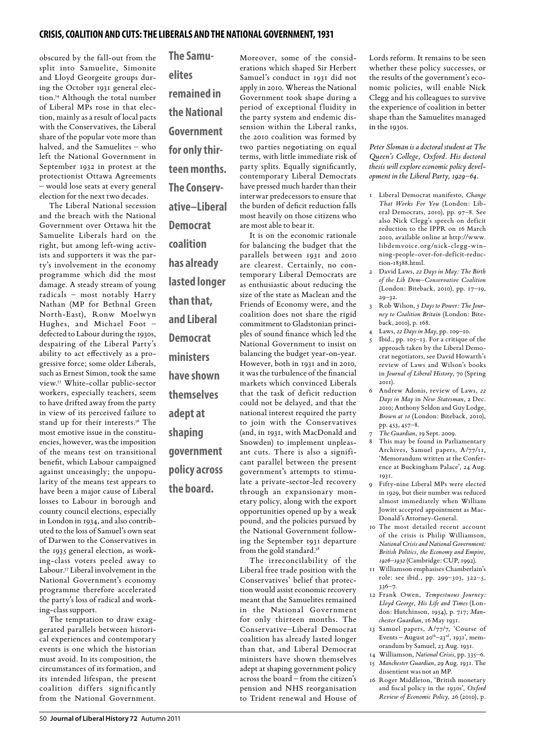obscured by the fall-out from the split into Samuelite, Simonite and Lloyd Georgeite groups during the October 1931 general election.[54] Although the total number of Liberal MPs rose in that election, mainly as a result of local pacts with the Conservatives, the Liberal share of the popular vote more than halved, and the Samuelites – who left the National Government in September 1932 in protest at the protectionist Ottawa Agreements – would lose seats at every general election for the next two decades.

The Liberal National secession and the breach with the National Government over Ottawa hit the Samuelite Liberals hard on the right, but among left-wing activists and supporters it was the party's involvement in the economy programme which did the most damage. A steady stream of young radicals – most notably Harry Nathan (MP for Bethnal Green North-East), Ronw Moelwyn Hughes, and Michael Foot – defected to Labour during the 1930s, despairing of the Liberal Party's ability to act effectively as a progressive force; some older Liberals, such as Ernest Simon, took the same view.[55] White-collar public-sector workers, especially teachers, seem to have drifted away from the party in view of its perceived failure to stand up for their interests.[56] The most emotive issue in the constituencies, however, was the imposition of the means test on transitional benefit, which Labour campaigned against unceasingly; the unpopularity of the means test appears to have been a major cause of Liberal losses to Labour in borough and county council elections, especially in London in 1934, and also contributed to the loss of Samuel's own seat of Darwen to the Conservatives in the 1935 general election, as working-class voters peeled away to Labour.[57] Liberal involvement in the National Government's economy programme therefore accelerated the party's loss of radical and working-class support.

The temptation to draw exaggerated parallels between historical experiences and contemporary events is one which the historian must avoid. In its composition, the circumstances of its formation, and its intended lifespan, the present coalition differs significantly from the National Government. Moreover, some of the considerations which shaped Sir Herbert Samuel's conduct in 1931 did not apply in 2010. Whereas the National Government took shape during a period of exceptional fluidity in the party system and endemic dissension within the Liberal ranks, the 2010 coalition was formed by two parties negotiating on equal terms, with little immediate risk of party splits. Equally significantly, contemporary Liberal Democrats have pressed much harder than their interwar predecessors to ensure that the burden of deficit reduction falls most heavily on those citizens who are most able to bear it.

**The Samuelites remained in the National Government for only thirteen months. The Conservative–Liberal Democrat coalition has already lasted longer than that, and Liberal Democrat ministers have shown themselves adept at shaping government policy across the board.**

It is on the economic rationale for balancing the budget that the parallels between 1931 and 2010 are clearest. Certainly, no contemporary Liberal Democrats are as enthusiastic about reducing the size of the state as Maclean and the Friends of Economy were, and the coalition does not share the rigid commitment to Gladstonian principles of sound finance which led the National Government to insist on balancing the budget year-on-year. However, both in 1931 and in 2010, it was the turbulence of the financial markets which convinced Liberals that the task of deficit reduction could not be delayed, and that the national interest required the party to join with the Conservatives (and, in 1931, with MacDonald and Snowden) to implement unpleasant cuts. There is also a significant parallel between the present government's attempts to stimulate a private-sector-led recovery through an expansionary monetary policy, along with the export opportunities opened up by a weak pound, and the policies pursued by the National Government following the September 1931 departure from the gold standard.[58]

The irreconcilability of the Liberal free trade position with the Conservatives' belief that protection would assist economic recovery meant that the Samuelites remained in the National Government for only thirteen months. The Conservative–Liberal Democrat coalition has already lasted longer than that, and Liberal Democrat ministers have shown themselves adept at shaping government policy across the board – from the citizen's pension and NHS reorganisation to Trident renewal and House of Lords reform. It remains to be seen whether these policy successes, or the results of the government's economic policies, will enable Nick Clegg and his colleagues to survive the experience of coalition in better shape than the Samuelites managed in the 1930s.

*Peter Sloman is a doctoral student at The Queen's College, Oxford. His doctoral thesis will explore economic policy development in the Liberal Party, 1929–64.*

1. Liberal Democrat manifesto, *Change That Works For You* (London: Liberal Democrats, 2010), pp. 97–8. See also Nick Clegg's speech on deficit reduction to the IPPR on 16 March 2010, available online at http://www.libdemvoice.org/nick-clegg-winning-people-over-for-deficit-reduction-18388.html.
2. David Laws, *22 Days in May: The Birth of the Lib Dem–Conservative Coalition* (London: Biteback, 2010), pp. 17–19, 29–32.
3. Rob Wilson, *5 Days to Power: The Journey to Coalition Britain* (London: Biteback, 2010), p. 168.
4. Laws, *22 Days in May*, pp. 109–10.
5. Ibid., pp. 105–13. For a critique of the approach taken by the Liberal Democrat negotiators, see David Howarth's review of Laws and Wilson's books in *Journal of Liberal History*, 70 (Spring 2011).
6. Andrew Adonis, review of Laws, *22 Days in May* in *New Statesman*, 2 Dec. 2010; Anthony Seldon and Guy Lodge, *Brown at 10* (London: Biteback, 2010), pp. 453, 457–8.
7. *The Guardian*, 19 Sept. 2009.
8. This may be found in Parliamentary Archives, Samuel papers, A/77/11, 'Memorandum written at the Conference at Buckingham Palace', 24 Aug. 1931.
9. Fifty-nine Liberal MPs were elected in 1929, but their number was reduced almost immediately when William Jowitt accepted appointment as MacDonald's Attorney-General.
10. The most detailed recent account of the crisis is Philip Williamson, *National Crisis and National Government: British Politics, the Economy and Empire, 1926–1932* (Cambridge: CUP, 1992).
11. Williamson emphasises Chamberlain's role: see ibid., pp. 299–303, 322–5, 336–7.
12. Frank Owen, *Tempestuous Journey: Lloyd George, His Life and Times* (London: Hutchinson, 1954), p. 717; *Manchester Guardian*, 16 May 1931.
13. Samuel papers, A/77/7, 'Course of Events – August 20th–23rd, 1931', memorandum by Samuel, 23 Aug. 1931.
14. Williamson, *National Crisis*, pp. 335–6.
15. *Manchester Guardian*, 29 Aug. 1931. The dissentient was not an MP.
16. Roger Middleton, 'British monetary and fiscal policy in the 1930s', *Oxford Review of Economic Policy*, 26 (2010), p.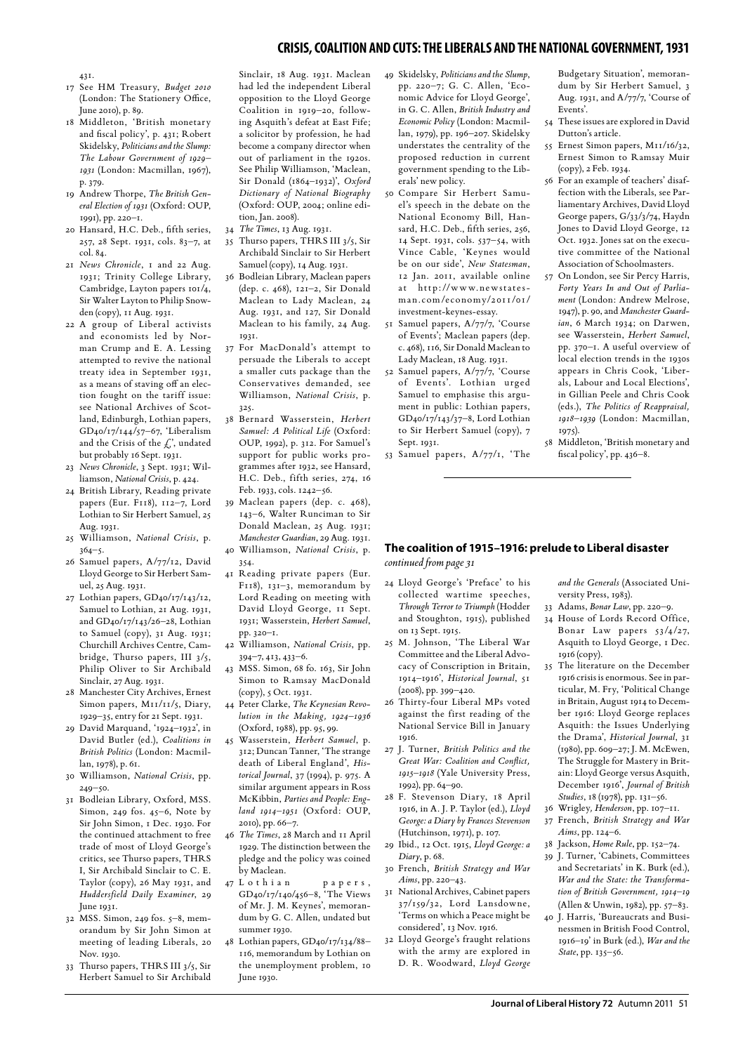431.

17 See HM Treasury, *Budget 2010* (London: The Stationery Office, June 2010), p. 89.

18 Middleton, 'British monetary and fiscal policy', p. 431; Robert Skidelsky, *Politicians and the Slump: The Labour Government of 1929–1931* (London: Macmillan, 1967), p. 379.

19 Andrew Thorpe, *The British General Election of 1931* (Oxford: OUP, 1991), pp. 220–1.

20 Hansard, H.C. Deb., fifth series, 257, 28 Sept. 1931, cols. 83–7, at col. 84.

21 *News Chronicle*, 1 and 22 Aug. 1931; Trinity College Library, Cambridge, Layton papers 101/4, Sir Walter Layton to Philip Snowden (copy), 11 Aug. 1931.

22 A group of Liberal activists and economists led by Norman Crump and E. A. Lessing attempted to revive the national treaty idea in September 1931, as a means of staving off an election fought on the tariff issue: see National Archives of Scotland, Edinburgh, Lothian papers, GD40/17/144/57–67, 'Liberalism and the Crisis of the £', undated but probably 16 Sept. 1931.

23 *News Chronicle*, 3 Sept. 1931; Williamson, *National Crisis*, p. 424.

24 British Library, Reading private papers (Eur. F118), 112–7, Lord Lothian to Sir Herbert Samuel, 25 Aug. 1931.

25 Williamson, *National Crisis*, p. 364–5.

26 Samuel papers, A/77/12, David Lloyd George to Sir Herbert Samuel, 25 Aug. 1931.

27 Lothian papers, GD40/17/143/12, Samuel to Lothian, 21 Aug. 1931, and GD40/17/143/26–28, Lothian to Samuel (copy), 31 Aug. 1931; Churchill Archives Centre, Cambridge, Thurso papers, III 3/5, Philip Oliver to Sir Archibald Sinclair, 27 Aug. 1931.

28 Manchester City Archives, Ernest Simon papers, M11/11/5, Diary, 1929–35, entry for 21 Sept. 1931.

29 David Marquand, '1924–1932', in David Butler (ed.), *Coalitions in British Politics* (London: Macmillan, 1978), p. 61.

30 Williamson, *National Crisis*, pp. 249–50.

31 Bodleian Library, Oxford, MSS. Simon, 249 fos. 45–6, Note by Sir John Simon, 1 Dec. 1930. For the continued attachment to free trade of most of Lloyd George's critics, see Thurso papers, THRS I, Sir Archibald Sinclair to C. E. Taylor (copy), 26 May 1931, and *Huddersfield Daily Examiner*, 29 June 1931.

32 MSS. Simon, 249 fos. 5–8, memorandum by Sir John Simon at meeting of leading Liberals, 20 Nov. 1930.

33 Thurso papers, THRS III 3/5, Sir Herbert Samuel to Sir Archibald Sinclair, 18 Aug. 1931. Maclean had led the independent Liberal opposition to the Lloyd George Coalition in 1919–20, following Asquith's defeat at East Fife; a solicitor by profession, he had become a company director when out of parliament in the 1920s. See Philip Williamson, 'Maclean, Sir Donald (1864–1932)', *Oxford Dictionary of National Biography* (Oxford: OUP, 2004; online edition, Jan. 2008).

34 *The Times*, 13 Aug. 1931.

35 Thurso papers, THRS III 3/5, Sir Archibald Sinclair to Sir Herbert Samuel (copy), 14 Aug. 1931.

36 Bodleian Library, Maclean papers (dep. c. 468), 121–2, Sir Donald Maclean to Lady Maclean, 24 Aug. 1931, and 127, Sir Donald Maclean to his family, 24 Aug. 1931.

37 For MacDonald's attempt to persuade the Liberals to accept a smaller cuts package than the Conservatives demanded, see Williamson, *National Crisis*, p. 325.

38 Bernard Wasserstein, *Herbert Samuel: A Political Life* (Oxford: OUP, 1992), p. 312. For Samuel's support for public works programmes after 1932, see Hansard, H.C. Deb., fifth series, 274, 16 Feb. 1933, cols. 1242–56.

39 Maclean papers (dep. c. 468), 143–6, Walter Runciman to Sir Donald Maclean, 25 Aug. 1931; *Manchester Guardian*, 29 Aug. 1931.

40 Williamson, *National Crisis*, p. 354.

41 Reading private papers (Eur. F118), 131–3, memorandum by Lord Reading on meeting with David Lloyd George, 11 Sept. 1931; Wasserstein, *Herbert Samuel*, pp. 320–1.

42 Williamson, *National Crisis*, pp. 394–7, 413, 433–6.

43 MSS. Simon, 68 fo. 163, Sir John Simon to Ramsay MacDonald (copy), 5 Oct. 1931.

44 Peter Clarke, *The Keynesian Revolution in the Making, 1924–1936* (Oxford, 1988), pp. 95, 99.

45 Wasserstein, *Herbert Samuel*, p. 312; Duncan Tanner, 'The strange death of Liberal England', *Historical Journal*, 37 (1994), p. 975. A similar argument appears in Ross McKibbin, *Parties and People: England 1914–1951* (Oxford: OUP, 2010), pp. 66–7.

46 *The Times*, 28 March and 11 April 1929. The distinction between the pledge and the policy was coined by Maclean.

47 Lothian papers, GD40/17/140/456–8, 'The Views of Mr. J. M. Keynes', memorandum by G. C. Allen, undated but summer 1930.

48 Lothian papers, GD40/17/134/88–116, memorandum by Lothian on the unemployment problem, 10 June 1930.

49 Skidelsky, *Politicians and the Slump*, pp. 220–7; G. C. Allen, 'Economic Advice for Lloyd George', in G. C. Allen, *British Industry and Economic Policy* (London: Macmillan, 1979), pp. 196–207. Skidelsky understates the centrality of the proposed reduction in current government spending to the Liberals' new policy.

50 Compare Sir Herbert Samuel's speech in the debate on the National Economy Bill, Hansard, H.C. Deb., fifth series, 256, 14 Sept. 1931, cols. 537–54, with Vince Cable, 'Keynes would be on our side', *New Statesman*, 12 Jan. 2011, available online at http://www.newstatesman.com/economy/2011/01/investment-keynes-essay.

51 Samuel papers, A/77/7, 'Course of Events'; Maclean papers (dep. c. 468), 116, Sir Donald Maclean to Lady Maclean, 18 Aug. 1931.

52 Samuel papers, A/77/7, 'Course of Events'. Lothian urged Samuel to emphasise this argument in public: Lothian papers, GD40/17/143/37–8, Lord Lothian to Sir Herbert Samuel (copy), 7 Sept. 1931.

53 Samuel papers, A/77/1, 'The Budgetary Situation', memorandum by Sir Herbert Samuel, 3 Aug. 1931, and A/77/7, 'Course of Events.'

54 These issues are explored in David Dutton's article.

55 Ernest Simon papers, M11/16/32, Ernest Simon to Ramsay Muir (copy), 2 Feb. 1934.

56 For an example of teachers' disaffection with the Liberals, see Parliamentary Archives, David Lloyd George papers, G/33/3/74, Haydn Jones to David Lloyd George, 12 Oct. 1932. Jones sat on the executive committee of the National Association of Schoolmasters.

57 On London, see Sir Percy Harris, *Forty Years In and Out of Parliament* (London: Andrew Melrose, 1947), p. 90, and *Manchester Guardian*, 6 March 1934; on Darwen, see Wasserstein, *Herbert Samuel*, pp. 370–1. A useful overview of local election trends in the 1930s appears in Chris Cook, 'Liberals, Labour and Local Elections', in Gillian Peele and Chris Cook (eds.), *The Politics of Reappraisal, 1918–1939* (London: Macmillan, 1975).

58 Middleton, 'British monetary and fiscal policy', pp. 436–8.

## The coalition of 1915–1916: prelude to Liberal disaster

*continued from page 31*

24 Lloyd George's 'Preface' to his collected wartime speeches, *Through Terror to Triumph* (Hodder and Stoughton, 1915), published on 13 Sept. 1915.

25 M. Johnson, 'The Liberal War Committee and the Liberal Advocacy of Conscription in Britain, 1914–1916', *Historical Journal*, 51 (2008), pp. 399–420.

26 Thirty-four Liberal MPs voted against the first reading of the National Service Bill in January 1916.

27 J. Turner, *British Politics and the Great War: Coalition and Conflict, 1915–1918* (Yale University Press, 1992), pp. 64–90.

28 F. Stevenson Diary, 18 April 1916, in A. J. P. Taylor (ed.), *Lloyd George: a Diary by Frances Stevenson* (Hutchinson, 1971), p. 107.

29 Ibid., 12 Oct. 1915, *Lloyd George: a Diary*, p. 68.

30 French, *British Strategy and War Aims*, pp. 220–43.

31 National Archives, Cabinet papers 37/159/32, Lord Lansdowne, 'Terms on which a Peace might be considered', 13 Nov. 1916.

32 Lloyd George's fraught relations with the army are explored in D. R. Woodward, *Lloyd George and the Generals* (Associated University Press, 1983).

33 Adams, *Bonar Law*, pp. 220–9.

34 House of Lords Record Office, Bonar Law papers 53/4/27, Asquith to Lloyd George, 1 Dec. 1916 (copy).

35 The literature on the December 1916 crisis is enormous. See in particular, M. Fry, 'Political Change in Britain, August 1914 to December 1916: Lloyd George replaces Asquith: the Issues Underlying the Drama', *Historical Journal*, 31 (1980), pp. 609–27; J. M. McEwen, The Struggle for Mastery in Britain: Lloyd George versus Asquith, December 1916', *Journal of British Studies*, 18 (1978), pp. 131–56.

36 Wrigley, *Henderson*, pp. 107–11.

37 French, *British Strategy and War Aims*, pp. 124–6.

38 Jackson, *Home Rule*, pp. 152–74.

39 J. Turner, 'Cabinets, Committees and Secretariats' in K. Burk (ed.), *War and the State: the Transformation of British Government, 1914–19* (Allen & Unwin, 1982), pp. 57–83.

40 J. Harris, 'Bureaucrats and Businessmen in British Food Control, 1916–19' in Burk (ed.), *War and the State*, pp. 135–56.